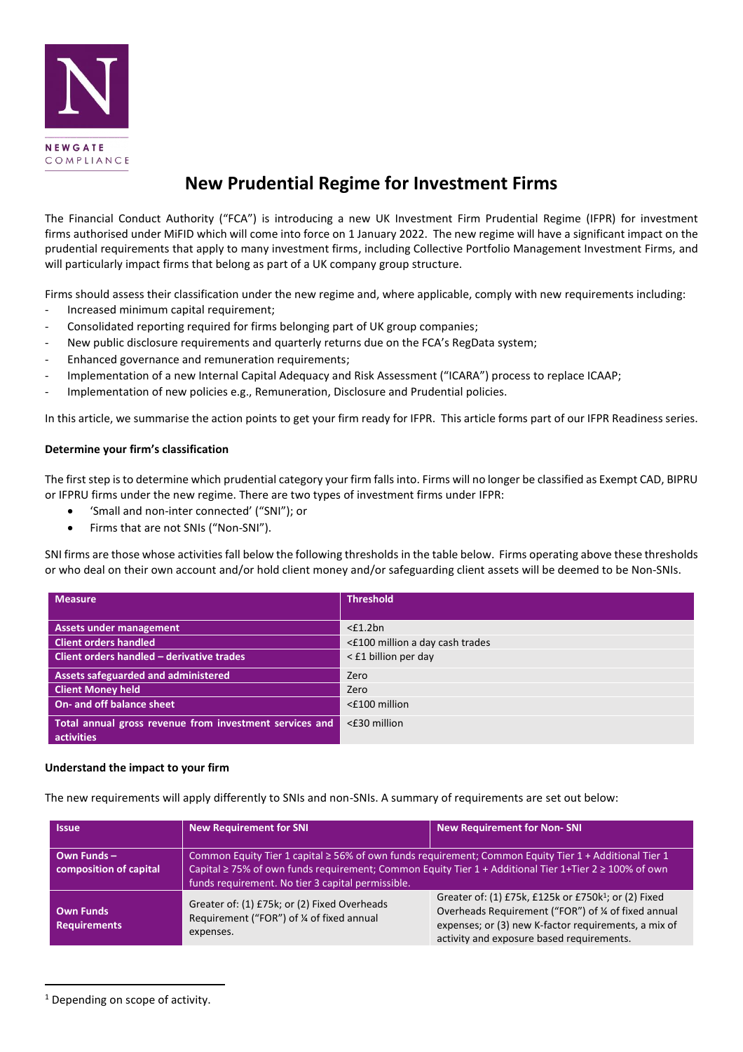NEWGATE COMPLIANCE

# New Prudential Regime for Investment Firms

The Financial Conduct Authority ("FCA") is introducing a new UK Investment Firm Prudential Regime (IFPR) for investment firms authorised under MiFID which will come into force on 1 January 2022. The new regime will have a significant impact on the prudential requirements that apply to many investment firms, including Collective Portfolio Management Investment Firms, and will particularly impact firms that belong as part of a UK company group structure.

Firms should assess their classification under the new regime and, where applicable, comply with new requirements including:

- Increased minimum capital requirement;
- Consolidated reporting required for firms belonging part of UK group companies;
- New public disclosure requirements and quarterly returns due on the FCA's RegData system;
- Enhanced governance and remuneration requirements;
- Implementation of a new Internal Capital Adequacy and Risk Assessment ("ICARA") process to replace ICAAP;
- Implementation of new policies e.g., Remuneration, Disclosure and Prudential policies.

In this article, we summarise the action points to get your firm ready for IFPR. This article forms part of our IFPR Readiness series.

**Determine your firm's classification**

The first step is to determine which prudential category your firm falls into. Firms will no longer be classified as Exempt CAD, BIPRU or IFPRU firms under the new regime. There are two types of investment firms under IFPR:

- 'Small and non-inter connected' ("SNI"); or
- Firms that are not SNIs ("Non-SNI").

SNI firms are those whose activities fall below the following thresholds in the table below. Firms operating above these thresholds or who deal on their own account and/or hold client money and/or safeguarding client assets will be deemed to be Non-SNIs.

| Measure | Threshold |
|---|---|
| Assets under management | <£1.2bn |
| Client orders handled | <£100 million a day cash trades |
| Client orders handled – derivative trades | < £1 billion per day |
| Assets safeguarded and administered | Zero |
| Client Money held | Zero |
| On- and off balance sheet | <£100 million |
| Total annual gross revenue from investment services and activities | <£30 million |

**Understand the impact to your firm**

The new requirements will apply differently to SNIs and non-SNIs. A summary of requirements are set out below:

| Issue | New Requirement for SNI | New Requirement for Non- SNI |
|---|---|---|
| Own Funds – composition of capital | Common Equity Tier 1 capital ≥ 56% of own funds requirement; Common Equity Tier 1 + Additional Tier 1 Capital ≥ 75% of own funds requirement; Common Equity Tier 1 + Additional Tier 1+Tier 2 ≥ 100% of own funds requirement. No tier 3 capital permissible. | |
| Own Funds Requirements | Greater of: (1) £75k; or (2) Fixed Overheads Requirement ("FOR") of ¼ of fixed annual expenses. | Greater of: (1) £75k, £125k or £750k[1]; or (2) Fixed Overheads Requirement ("FOR") of ¼ of fixed annual expenses; or (3) new K-factor requirements, a mix of activity and exposure based requirements. |

[1] Depending on scope of activity.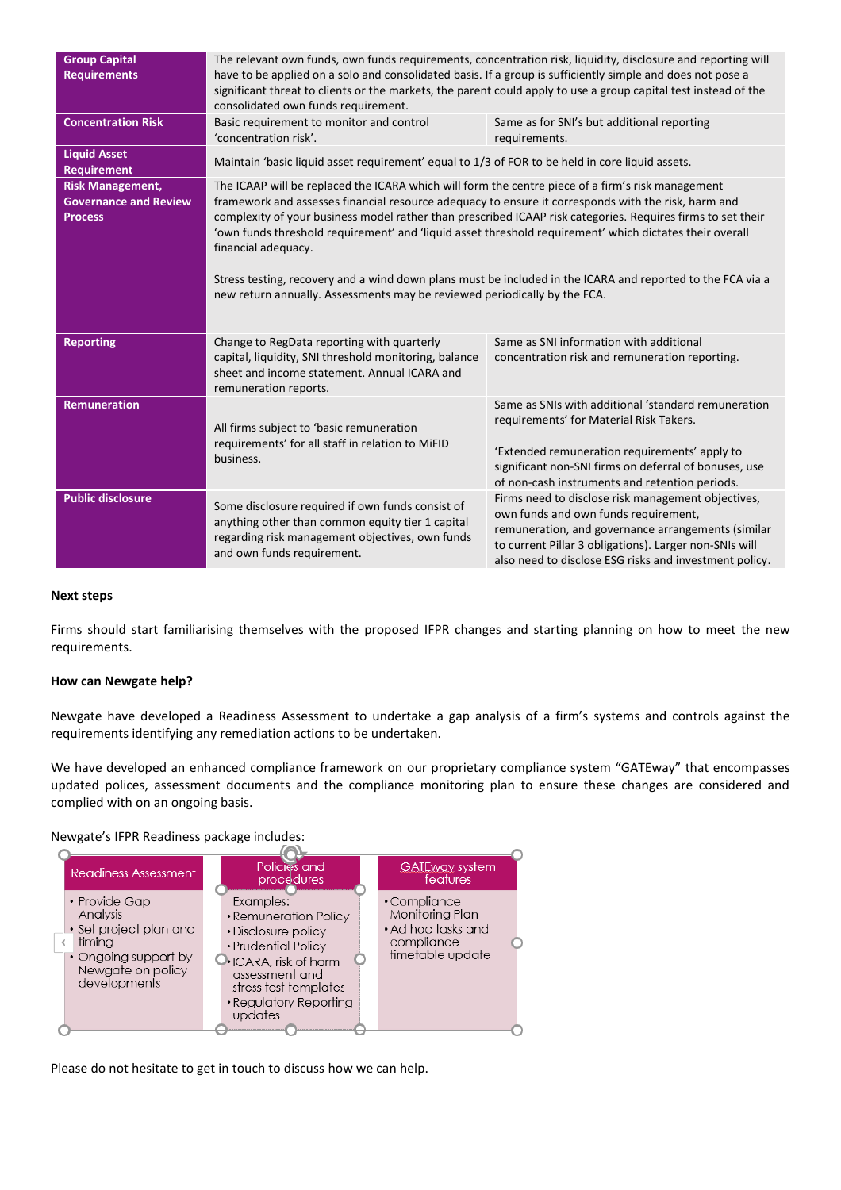| | | |
|---|---|---|
| **Group Capital Requirements** | The relevant own funds, own funds requirements, concentration risk, liquidity, disclosure and reporting will have to be applied on a solo and consolidated basis. If a group is sufficiently simple and does not pose a significant threat to clients or the markets, the parent could apply to use a group capital test instead of the consolidated own funds requirement. | |
| **Concentration Risk** | Basic requirement to monitor and control 'concentration risk'. | Same as for SNI's but additional reporting requirements. |
| **Liquid Asset Requirement** | Maintain 'basic liquid asset requirement' equal to 1/3 of FOR to be held in core liquid assets. | |
| **Risk Management, Governance and Review Process** | The ICAAP will be replaced the ICARA which will form the centre piece of a firm's risk management framework and assesses financial resource adequacy to ensure it corresponds with the risk, harm and complexity of your business model rather than prescribed ICAAP risk categories. Requires firms to set their 'own funds threshold requirement' and 'liquid asset threshold requirement' which dictates their overall financial adequacy.<br><br>Stress testing, recovery and a wind down plans must be included in the ICARA and reported to the FCA via a new return annually. Assessments may be reviewed periodically by the FCA. | |
| **Reporting** | Change to RegData reporting with quarterly capital, liquidity, SNI threshold monitoring, balance sheet and income statement. Annual ICARA and remuneration reports. | Same as SNI information with additional concentration risk and remuneration reporting. |
| **Remuneration** | All firms subject to 'basic remuneration requirements' for all staff in relation to MiFID business. | Same as SNIs with additional 'standard remuneration requirements' for Material Risk Takers.<br><br>'Extended remuneration requirements' apply to significant non-SNI firms on deferral of bonuses, use of non-cash instruments and retention periods. |
| **Public disclosure** | Some disclosure required if own funds consist of anything other than common equity tier 1 capital regarding risk management objectives, own funds and own funds requirement. | Firms need to disclose risk management objectives, own funds and own funds requirement, remuneration, and governance arrangements (similar to current Pillar 3 obligations). Larger non-SNIs will also need to disclose ESG risks and investment policy. |

**Next steps**

Firms should start familiarising themselves with the proposed IFPR changes and starting planning on how to meet the new requirements.

**How can Newgate help?**

Newgate have developed a Readiness Assessment to undertake a gap analysis of a firm's systems and controls against the requirements identifying any remediation actions to be undertaken.

We have developed an enhanced compliance framework on our proprietary compliance system "GATEway" that encompasses updated polices, assessment documents and the compliance monitoring plan to ensure these changes are considered and complied with on an ongoing basis.

Newgate's IFPR Readiness package includes:

| Readiness Assessment | Policies and procedures | GATEway system features |
|---|---|---|
| • Provide Gap Analysis<br>• Set project plan and timing<br>• Ongoing support by Newgate on policy developments | Examples:<br>• Remuneration Policy<br>• Disclosure policy<br>• Prudential Policy<br>• ICARA, risk of harm assessment and stress test templates<br>• Regulatory Reporting updates | • Compliance Monitoring Plan<br>• Ad hoc tasks and compliance timetable update |

Please do not hesitate to get in touch to discuss how we can help.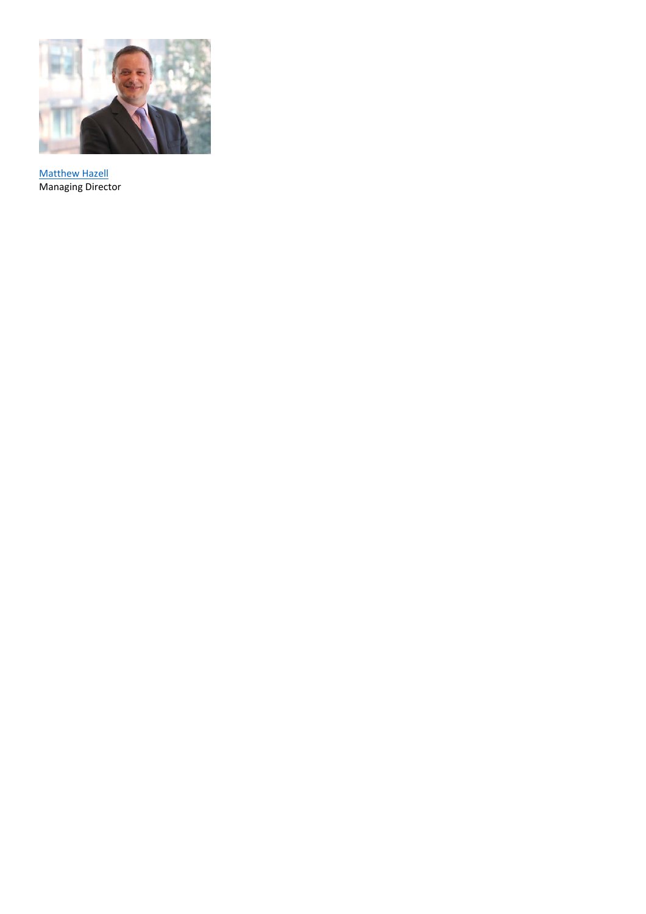[Matthew Hazell]
Managing Director